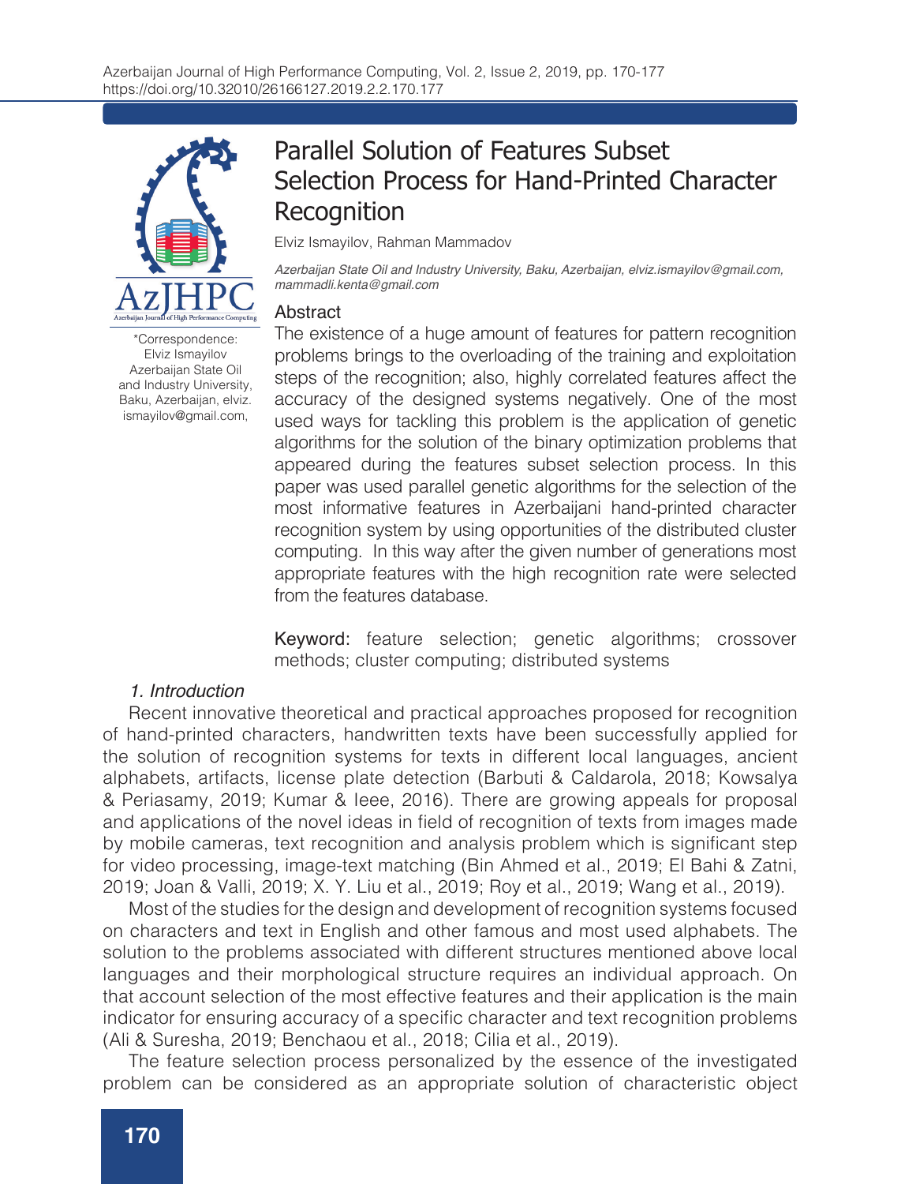# Parallel Solution of Features Subset Selection Process for Hand-Printed Character Recognition

Elviz Ismayilov, Rahman Mammadov

*Azerbaijan State Oil and Industry University, Baku, Azerbaijan, elviz.ismayilov@gmail.com, mammadli.kenta@gmail.com*

*Correspondence: Elviz Ismayilov Azerbaijan State Oil and Industry University, Baku, Azerbaijan, elviz.ismayilov@gmail.com,

## Abstract

The existence of a huge amount of features for pattern recognition problems brings to the overloading of the training and exploitation steps of the recognition; also, highly correlated features affect the accuracy of the designed systems negatively. One of the most used ways for tackling this problem is the application of genetic algorithms for the solution of the binary optimization problems that appeared during the features subset selection process. In this paper was used parallel genetic algorithms for the selection of the most informative features in Azerbaijani hand-printed character recognition system by using opportunities of the distributed cluster computing. In this way after the given number of generations most appropriate features with the high recognition rate were selected from the features database.

**Keyword:** feature selection; genetic algorithms; crossover methods; cluster computing; distributed systems

## *1. Introduction*

Recent innovative theoretical and practical approaches proposed for recognition of hand-printed characters, handwritten texts have been successfully applied for the solution of recognition systems for texts in different local languages, ancient alphabets, artifacts, license plate detection (Barbuti & Caldarola, 2018; Kowsalya & Periasamy, 2019; Kumar & Ieee, 2016). There are growing appeals for proposal and applications of the novel ideas in field of recognition of texts from images made by mobile cameras, text recognition and analysis problem which is significant step for video processing, image-text matching (Bin Ahmed et al., 2019; El Bahi & Zatni, 2019; Joan & Valli, 2019; X. Y. Liu et al., 2019; Roy et al., 2019; Wang et al., 2019).

Most of the studies for the design and development of recognition systems focused on characters and text in English and other famous and most used alphabets. The solution to the problems associated with different structures mentioned above local languages and their morphological structure requires an individual approach. On that account selection of the most effective features and their application is the main indicator for ensuring accuracy of a specific character and text recognition problems (Ali & Suresha, 2019; Benchaou et al., 2018; Cilia et al., 2019).

The feature selection process personalized by the essence of the investigated problem can be considered as an appropriate solution of characteristic object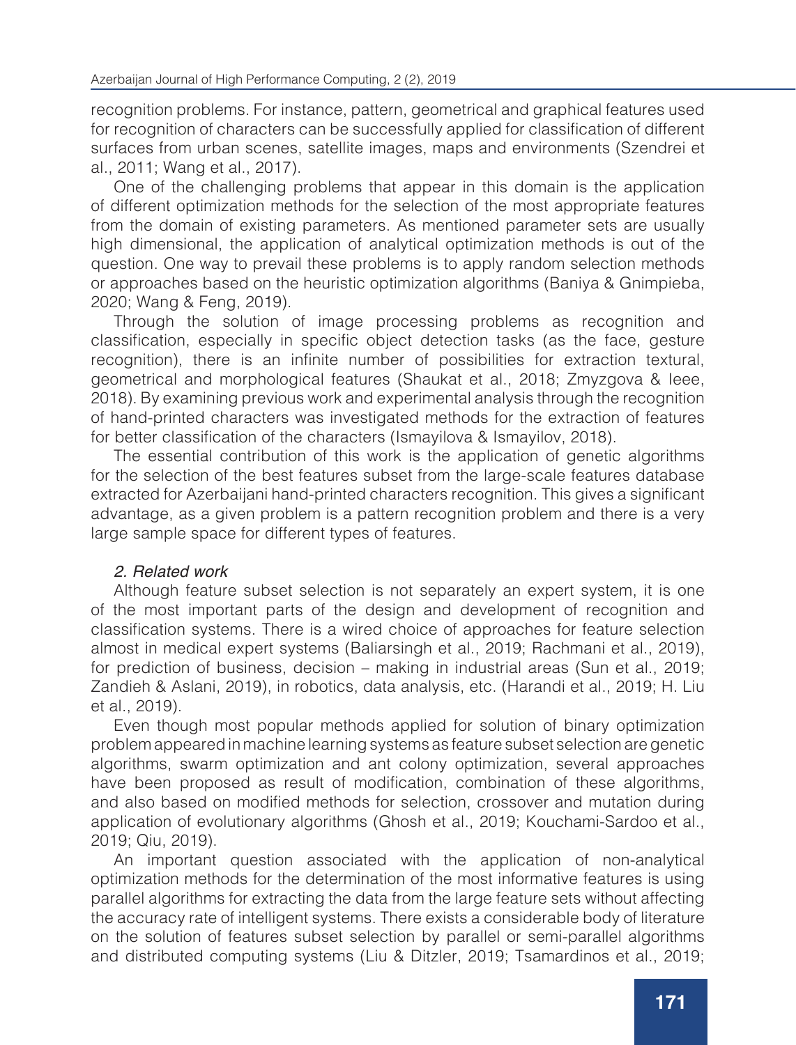recognition problems. For instance, pattern, geometrical and graphical features used for recognition of characters can be successfully applied for classification of different surfaces from urban scenes, satellite images, maps and environments (Szendrei et al., 2011; Wang et al., 2017).

One of the challenging problems that appear in this domain is the application of different optimization methods for the selection of the most appropriate features from the domain of existing parameters. As mentioned parameter sets are usually high dimensional, the application of analytical optimization methods is out of the question. One way to prevail these problems is to apply random selection methods or approaches based on the heuristic optimization algorithms (Baniya & Gnimpieba, 2020; Wang & Feng, 2019).

Through the solution of image processing problems as recognition and classification, especially in specific object detection tasks (as the face, gesture recognition), there is an infinite number of possibilities for extraction textural, geometrical and morphological features (Shaukat et al., 2018; Zmyzgova & Ieee, 2018). By examining previous work and experimental analysis through the recognition of hand-printed characters was investigated methods for the extraction of features for better classification of the characters (Ismayilova & Ismayilov, 2018).

The essential contribution of this work is the application of genetic algorithms for the selection of the best features subset from the large-scale features database extracted for Azerbaijani hand-printed characters recognition. This gives a significant advantage, as a given problem is a pattern recognition problem and there is a very large sample space for different types of features.

## *2. Related work*

Although feature subset selection is not separately an expert system, it is one of the most important parts of the design and development of recognition and classification systems. There is a wired choice of approaches for feature selection almost in medical expert systems (Baliarsingh et al., 2019; Rachmani et al., 2019), for prediction of business, decision – making in industrial areas (Sun et al., 2019; Zandieh & Aslani, 2019), in robotics, data analysis, etc. (Harandi et al., 2019; H. Liu et al., 2019).

Even though most popular methods applied for solution of binary optimization problem appeared in machine learning systems as feature subset selection are genetic algorithms, swarm optimization and ant colony optimization, several approaches have been proposed as result of modification, combination of these algorithms, and also based on modified methods for selection, crossover and mutation during application of evolutionary algorithms (Ghosh et al., 2019; Kouchami-Sardoo et al., 2019; Qiu, 2019).

An important question associated with the application of non-analytical optimization methods for the determination of the most informative features is using parallel algorithms for extracting the data from the large feature sets without affecting the accuracy rate of intelligent systems. There exists a considerable body of literature on the solution of features subset selection by parallel or semi-parallel algorithms and distributed computing systems (Liu & Ditzler, 2019; Tsamardinos et al., 2019;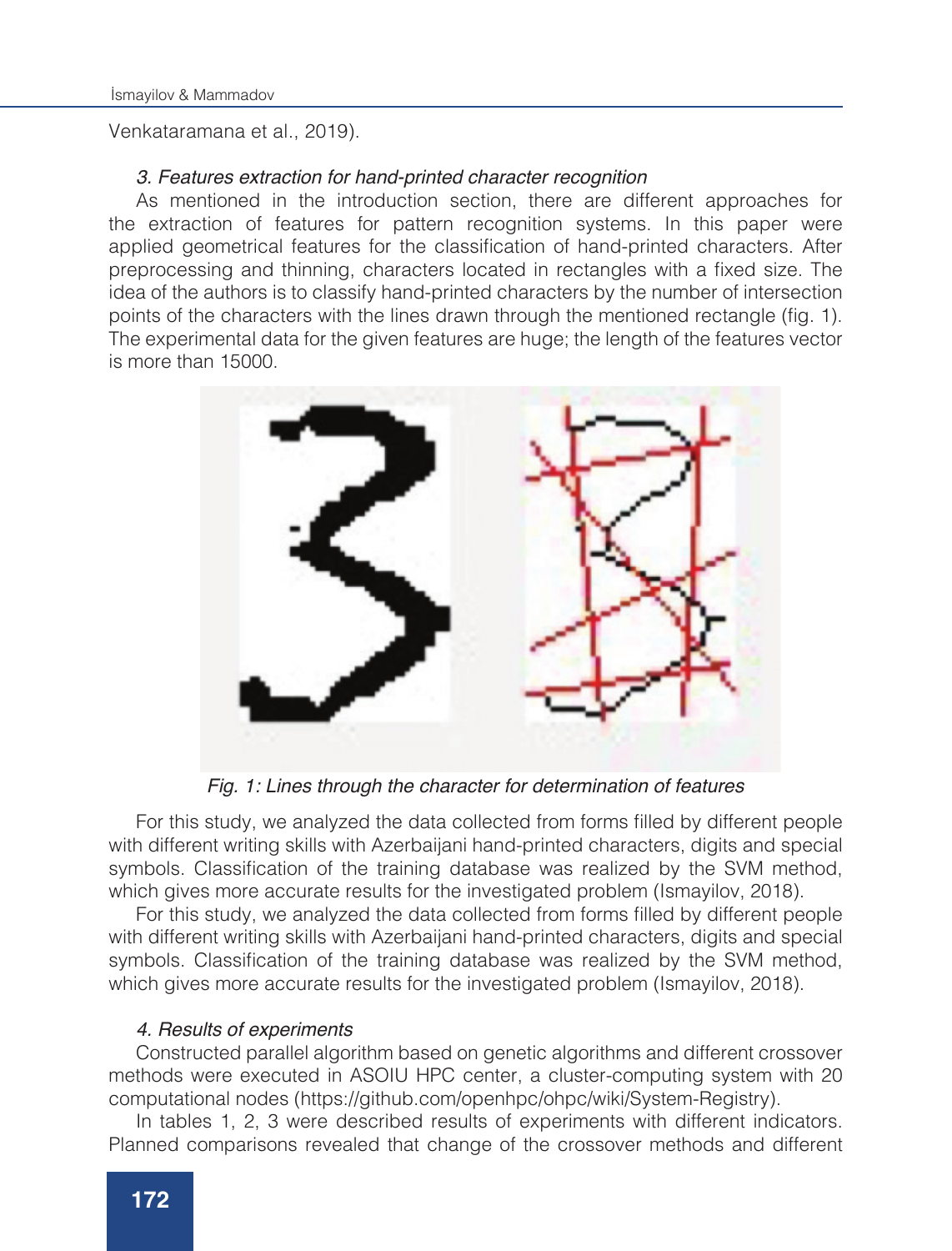Venkataramana et al., 2019).

*3. Features extraction for hand-printed character recognition*

As mentioned in the introduction section, there are different approaches for the extraction of features for pattern recognition systems. In this paper were applied geometrical features for the classification of hand-printed characters. After preprocessing and thinning, characters located in rectangles with a fixed size. The idea of the authors is to classify hand-printed characters by the number of intersection points of the characters with the lines drawn through the mentioned rectangle (fig. 1). The experimental data for the given features are huge; the length of the features vector is more than 15000.

*Fig. 1: Lines through the character for determination of features*

For this study, we analyzed the data collected from forms filled by different people with different writing skills with Azerbaijani hand-printed characters, digits and special symbols. Classification of the training database was realized by the SVM method, which gives more accurate results for the investigated problem (Ismayilov, 2018).

For this study, we analyzed the data collected from forms filled by different people with different writing skills with Azerbaijani hand-printed characters, digits and special symbols. Classification of the training database was realized by the SVM method, which gives more accurate results for the investigated problem (Ismayilov, 2018).

*4. Results of experiments*

Constructed parallel algorithm based on genetic algorithms and different crossover methods were executed in ASOIU HPC center, a cluster-computing system with 20 computational nodes (https://github.com/openhpc/ohpc/wiki/System-Registry).

In tables 1, 2, 3 were described results of experiments with different indicators. Planned comparisons revealed that change of the crossover methods and different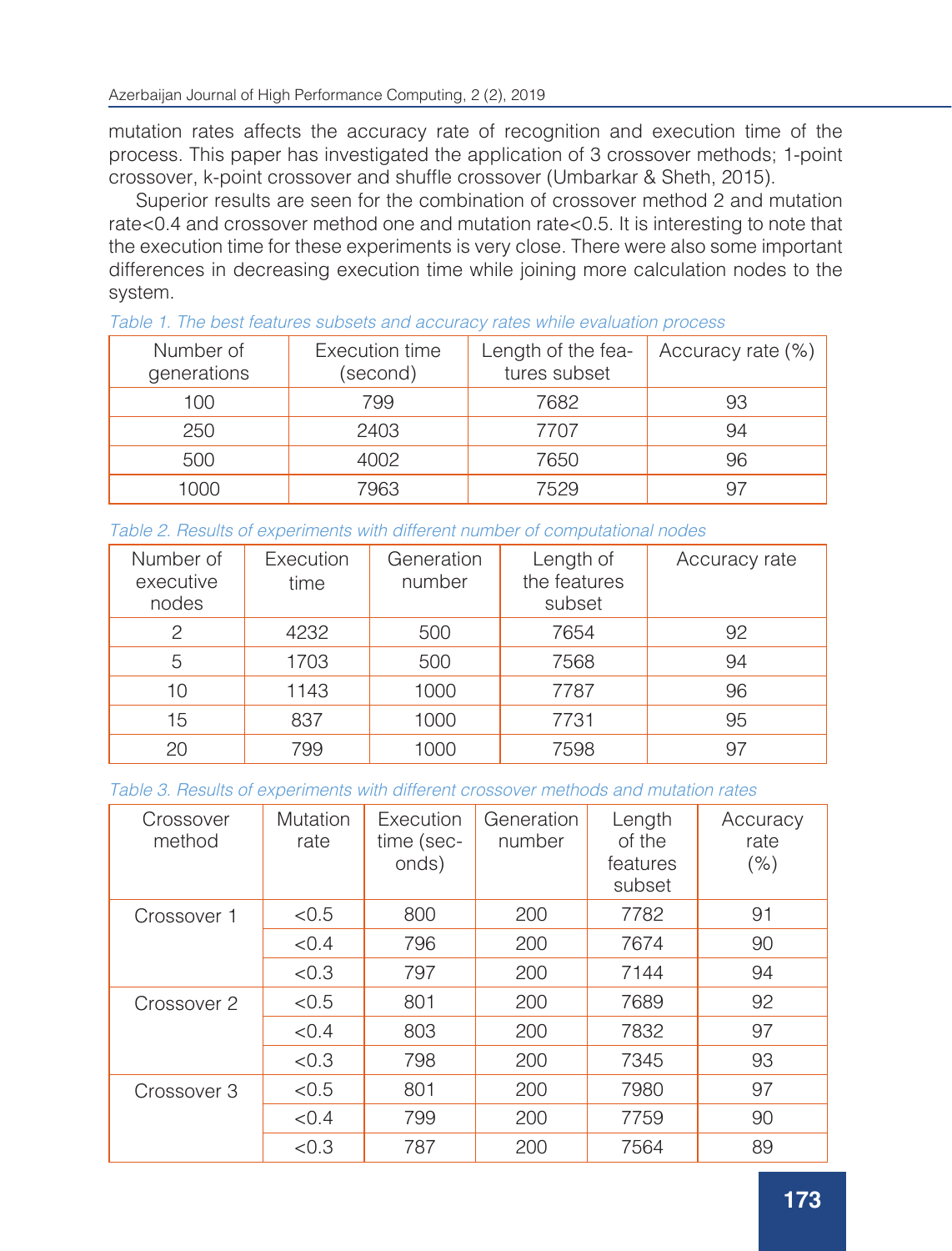mutation rates affects the accuracy rate of recognition and execution time of the process. This paper has investigated the application of 3 crossover methods; 1-point crossover, k-point crossover and shuffle crossover (Umbarkar & Sheth, 2015).

Superior results are seen for the combination of crossover method 2 and mutation rate<0.4 and crossover method one and mutation rate<0.5. It is interesting to note that the execution time for these experiments is very close. There were also some important differences in decreasing execution time while joining more calculation nodes to the system.

*Table 1. The best features subsets and accuracy rates while evaluation process*

| Number of generations | Execution time (second) | Length of the features subset | Accuracy rate (%) |
|---|---|---|---|
| 100 | 799 | 7682 | 93 |
| 250 | 2403 | 7707 | 94 |
| 500 | 4002 | 7650 | 96 |
| 1000 | 7963 | 7529 | 97 |

*Table 2. Results of experiments with different number of computational nodes*

| Number of executive nodes | Execution time | Generation number | Length of the features subset | Accuracy rate |
|---|---|---|---|---|
| 2 | 4232 | 500 | 7654 | 92 |
| 5 | 1703 | 500 | 7568 | 94 |
| 10 | 1143 | 1000 | 7787 | 96 |
| 15 | 837 | 1000 | 7731 | 95 |
| 20 | 799 | 1000 | 7598 | 97 |

*Table 3. Results of experiments with different crossover methods and mutation rates*

| Crossover method | Mutation rate | Execution time (seconds) | Generation number | Length of the features subset | Accuracy rate (%) |
|---|---|---|---|---|---|
| Crossover 1 | <0.5 | 800 | 200 | 7782 | 91 |
| | <0.4 | 796 | 200 | 7674 | 90 |
| | <0.3 | 797 | 200 | 7144 | 94 |
| Crossover 2 | <0.5 | 801 | 200 | 7689 | 92 |
| | <0.4 | 803 | 200 | 7832 | 97 |
| | <0.3 | 798 | 200 | 7345 | 93 |
| Crossover 3 | <0.5 | 801 | 200 | 7980 | 97 |
| | <0.4 | 799 | 200 | 7759 | 90 |
| | <0.3 | 787 | 200 | 7564 | 89 |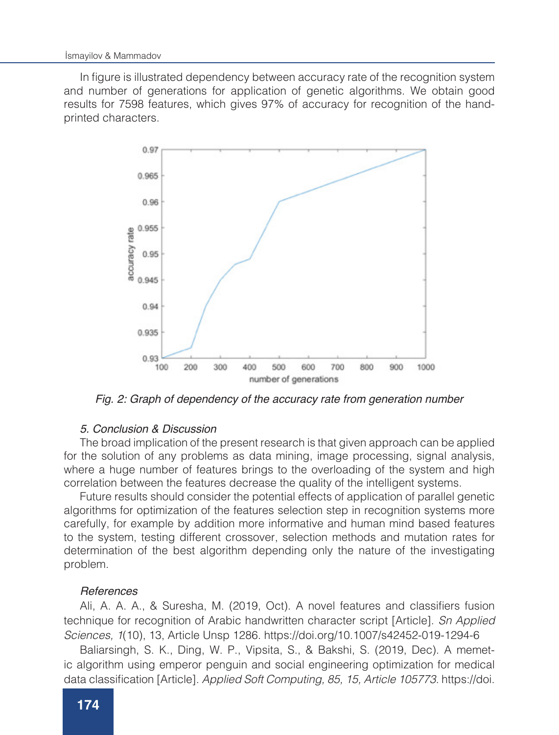In figure is illustrated dependency between accuracy rate of the recognition system and number of generations for application of genetic algorithms. We obtain good results for 7598 features, which gives 97% of accuracy for recognition of the hand-printed characters.

*Fig. 2: Graph of dependency of the accuracy rate from generation number*

### *5. Conclusion & Discussion*

The broad implication of the present research is that given approach can be applied for the solution of any problems as data mining, image processing, signal analysis, where a huge number of features brings to the overloading of the system and high correlation between the features decrease the quality of the intelligent systems.

Future results should consider the potential effects of application of parallel genetic algorithms for optimization of the features selection step in recognition systems more carefully, for example by addition more informative and human mind based features to the system, testing different crossover, selection methods and mutation rates for determination of the best algorithm depending only the nature of the investigating problem.

### *References*

Ali, A. A. A., & Suresha, M. (2019, Oct). A novel features and classifiers fusion technique for recognition of Arabic handwritten character script [Article]. *Sn Applied Sciences, 1*(10), 13, Article Unsp 1286. https://doi.org/10.1007/s42452-019-1294-6

Baliarsingh, S. K., Ding, W. P., Vipsita, S., & Bakshi, S. (2019, Dec). A memetic algorithm using emperor penguin and social engineering optimization for medical data classification [Article]. *Applied Soft Computing, 85, 15, Article 105773.* https://doi.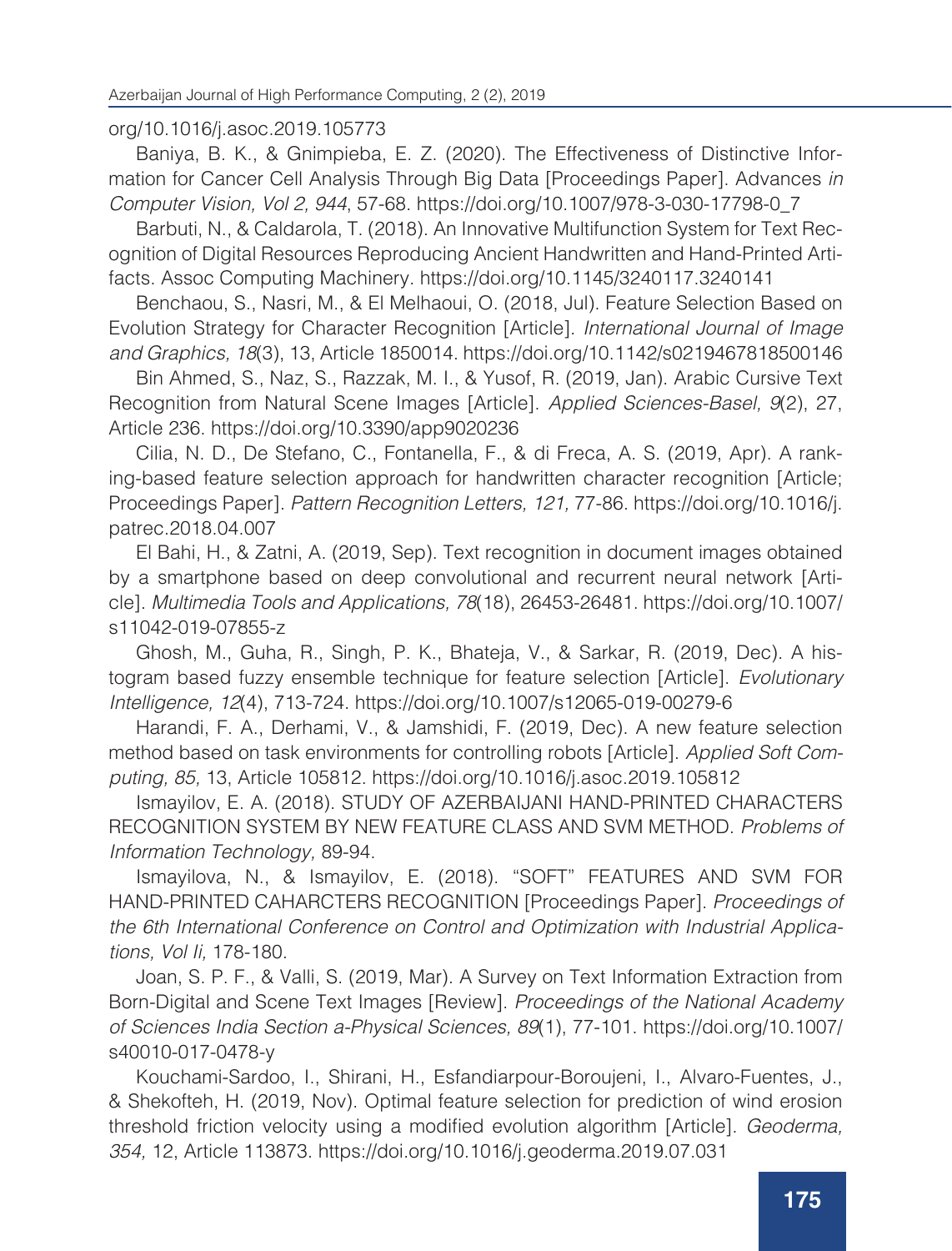org/10.1016/j.asoc.2019.105773

Baniya, B. K., & Gnimpieba, E. Z. (2020). The Effectiveness of Distinctive Information for Cancer Cell Analysis Through Big Data [Proceedings Paper]. Advances *in Computer Vision, Vol 2, 944*, 57-68. https://doi.org/10.1007/978-3-030-17798-0_7

Barbuti, N., & Caldarola, T. (2018). An Innovative Multifunction System for Text Recognition of Digital Resources Reproducing Ancient Handwritten and Hand-Printed Artifacts. Assoc Computing Machinery. https://doi.org/10.1145/3240117.3240141

Benchaou, S., Nasri, M., & El Melhaoui, O. (2018, Jul). Feature Selection Based on Evolution Strategy for Character Recognition [Article]. *International Journal of Image and Graphics, 18*(3), 13, Article 1850014. https://doi.org/10.1142/s0219467818500146

Bin Ahmed, S., Naz, S., Razzak, M. I., & Yusof, R. (2019, Jan). Arabic Cursive Text Recognition from Natural Scene Images [Article]. *Applied Sciences-Basel, 9*(2), 27, Article 236. https://doi.org/10.3390/app9020236

Cilia, N. D., De Stefano, C., Fontanella, F., & di Freca, A. S. (2019, Apr). A ranking-based feature selection approach for handwritten character recognition [Article; Proceedings Paper]. *Pattern Recognition Letters, 121,* 77-86. https://doi.org/10.1016/j.patrec.2018.04.007

El Bahi, H., & Zatni, A. (2019, Sep). Text recognition in document images obtained by a smartphone based on deep convolutional and recurrent neural network [Article]. *Multimedia Tools and Applications, 78*(18), 26453-26481. https://doi.org/10.1007/s11042-019-07855-z

Ghosh, M., Guha, R., Singh, P. K., Bhateja, V., & Sarkar, R. (2019, Dec). A histogram based fuzzy ensemble technique for feature selection [Article]. *Evolutionary Intelligence, 12*(4), 713-724. https://doi.org/10.1007/s12065-019-00279-6

Harandi, F. A., Derhami, V., & Jamshidi, F. (2019, Dec). A new feature selection method based on task environments for controlling robots [Article]. *Applied Soft Computing, 85,* 13, Article 105812. https://doi.org/10.1016/j.asoc.2019.105812

Ismayilov, E. A. (2018). STUDY OF AZERBAIJANI HAND-PRINTED CHARACTERS RECOGNITION SYSTEM BY NEW FEATURE CLASS AND SVM METHOD. *Problems of Information Technology,* 89-94.

Ismayilova, N., & Ismayilov, E. (2018). "SOFT" FEATURES AND SVM FOR HAND-PRINTED CAHARCTERS RECOGNITION [Proceedings Paper]. *Proceedings of the 6th International Conference on Control and Optimization with Industrial Applications, Vol Ii,* 178-180.

Joan, S. P. F., & Valli, S. (2019, Mar). A Survey on Text Information Extraction from Born-Digital and Scene Text Images [Review]. *Proceedings of the National Academy of Sciences India Section a-Physical Sciences, 89*(1), 77-101. https://doi.org/10.1007/s40010-017-0478-y

Kouchami-Sardoo, I., Shirani, H., Esfandiarpour-Boroujeni, I., Alvaro-Fuentes, J., & Shekofteh, H. (2019, Nov). Optimal feature selection for prediction of wind erosion threshold friction velocity using a modified evolution algorithm [Article]. *Geoderma, 354,* 12, Article 113873. https://doi.org/10.1016/j.geoderma.2019.07.031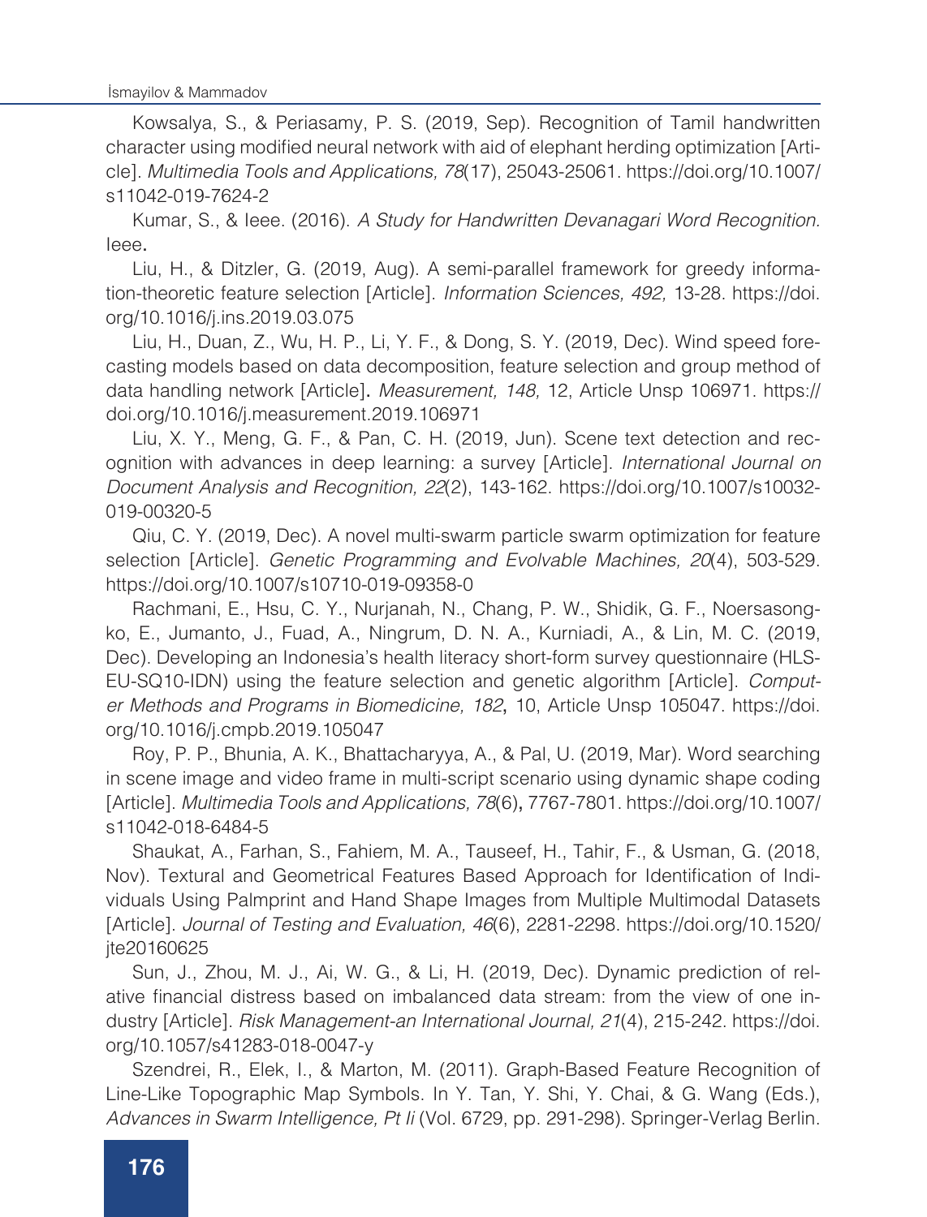Kowsalya, S., & Periasamy, P. S. (2019, Sep). Recognition of Tamil handwritten character using modified neural network with aid of elephant herding optimization [Article]. *Multimedia Tools and Applications, 78*(17), 25043-25061. https://doi.org/10.1007/s11042-019-7624-2

Kumar, S., & Ieee. (2016). *A Study for Handwritten Devanagari Word Recognition.* Ieee.

Liu, H., & Ditzler, G. (2019, Aug). A semi-parallel framework for greedy information-theoretic feature selection [Article]. *Information Sciences, 492,* 13-28. https://doi.org/10.1016/j.ins.2019.03.075

Liu, H., Duan, Z., Wu, H. P., Li, Y. F., & Dong, S. Y. (2019, Dec). Wind speed forecasting models based on data decomposition, feature selection and group method of data handling network [Article]. *Measurement, 148,* 12, Article Unsp 106971. https://doi.org/10.1016/j.measurement.2019.106971

Liu, X. Y., Meng, G. F., & Pan, C. H. (2019, Jun). Scene text detection and recognition with advances in deep learning: a survey [Article]. *International Journal on Document Analysis and Recognition, 22*(2), 143-162. https://doi.org/10.1007/s10032-019-00320-5

Qiu, C. Y. (2019, Dec). A novel multi-swarm particle swarm optimization for feature selection [Article]. *Genetic Programming and Evolvable Machines, 20*(4), 503-529. https://doi.org/10.1007/s10710-019-09358-0

Rachmani, E., Hsu, C. Y., Nurjanah, N., Chang, P. W., Shidik, G. F., Noersasongko, E., Jumanto, J., Fuad, A., Ningrum, D. N. A., Kurniadi, A., & Lin, M. C. (2019, Dec). Developing an Indonesia's health literacy short-form survey questionnaire (HLS-EU-SQ10-IDN) using the feature selection and genetic algorithm [Article]. *Computer Methods and Programs in Biomedicine, 182*, 10, Article Unsp 105047. https://doi.org/10.1016/j.cmpb.2019.105047

Roy, P. P., Bhunia, A. K., Bhattacharyya, A., & Pal, U. (2019, Mar). Word searching in scene image and video frame in multi-script scenario using dynamic shape coding [Article]. *Multimedia Tools and Applications, 78*(6), 7767-7801. https://doi.org/10.1007/s11042-018-6484-5

Shaukat, A., Farhan, S., Fahiem, M. A., Tauseef, H., Tahir, F., & Usman, G. (2018, Nov). Textural and Geometrical Features Based Approach for Identification of Individuals Using Palmprint and Hand Shape Images from Multiple Multimodal Datasets [Article]. *Journal of Testing and Evaluation, 46*(6), 2281-2298. https://doi.org/10.1520/jte20160625

Sun, J., Zhou, M. J., Ai, W. G., & Li, H. (2019, Dec). Dynamic prediction of relative financial distress based on imbalanced data stream: from the view of one industry [Article]. *Risk Management-an International Journal, 21*(4), 215-242. https://doi.org/10.1057/s41283-018-0047-y

Szendrei, R., Elek, I., & Marton, M. (2011). Graph-Based Feature Recognition of Line-Like Topographic Map Symbols. In Y. Tan, Y. Shi, Y. Chai, & G. Wang (Eds.), *Advances in Swarm Intelligence, Pt Ii* (Vol. 6729, pp. 291-298). Springer-Verlag Berlin.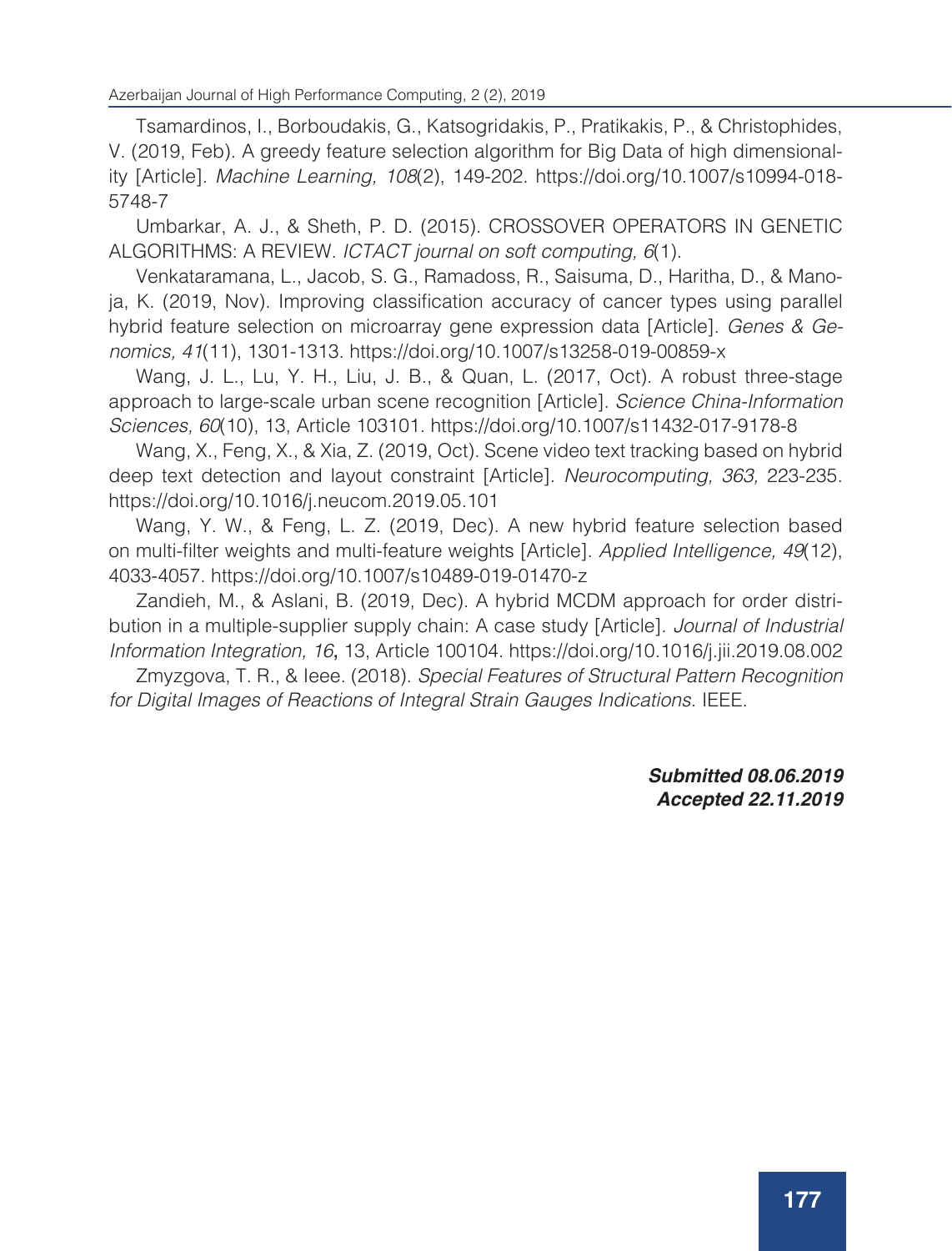Tsamardinos, I., Borboudakis, G., Katsogridakis, P., Pratikakis, P., & Christophides, V. (2019, Feb). A greedy feature selection algorithm for Big Data of high dimensionality [Article]. *Machine Learning, 108*(2), 149-202. https://doi.org/10.1007/s10994-018-5748-7

Umbarkar, A. J., & Sheth, P. D. (2015). CROSSOVER OPERATORS IN GENETIC ALGORITHMS: A REVIEW. *ICTACT journal on soft computing, 6*(1).

Venkataramana, L., Jacob, S. G., Ramadoss, R., Saisuma, D., Haritha, D., & Manoja, K. (2019, Nov). Improving classification accuracy of cancer types using parallel hybrid feature selection on microarray gene expression data [Article]. *Genes & Genomics, 41*(11), 1301-1313. https://doi.org/10.1007/s13258-019-00859-x

Wang, J. L., Lu, Y. H., Liu, J. B., & Quan, L. (2017, Oct). A robust three-stage approach to large-scale urban scene recognition [Article]. *Science China-Information Sciences, 60*(10), 13, Article 103101. https://doi.org/10.1007/s11432-017-9178-8

Wang, X., Feng, X., & Xia, Z. (2019, Oct). Scene video text tracking based on hybrid deep text detection and layout constraint [Article]. *Neurocomputing, 363,* 223-235. https://doi.org/10.1016/j.neucom.2019.05.101

Wang, Y. W., & Feng, L. Z. (2019, Dec). A new hybrid feature selection based on multi-filter weights and multi-feature weights [Article]. *Applied Intelligence, 49*(12), 4033-4057. https://doi.org/10.1007/s10489-019-01470-z

Zandieh, M., & Aslani, B. (2019, Dec). A hybrid MCDM approach for order distribution in a multiple-supplier supply chain: A case study [Article]. *Journal of Industrial Information Integration, 16*, 13, Article 100104. https://doi.org/10.1016/j.jii.2019.08.002

Zmyzgova, T. R., & Ieee. (2018). *Special Features of Structural Pattern Recognition for Digital Images of Reactions of Integral Strain Gauges Indications.* IEEE.

***Submitted 08.06.2019***
***Accepted 22.11.2019***